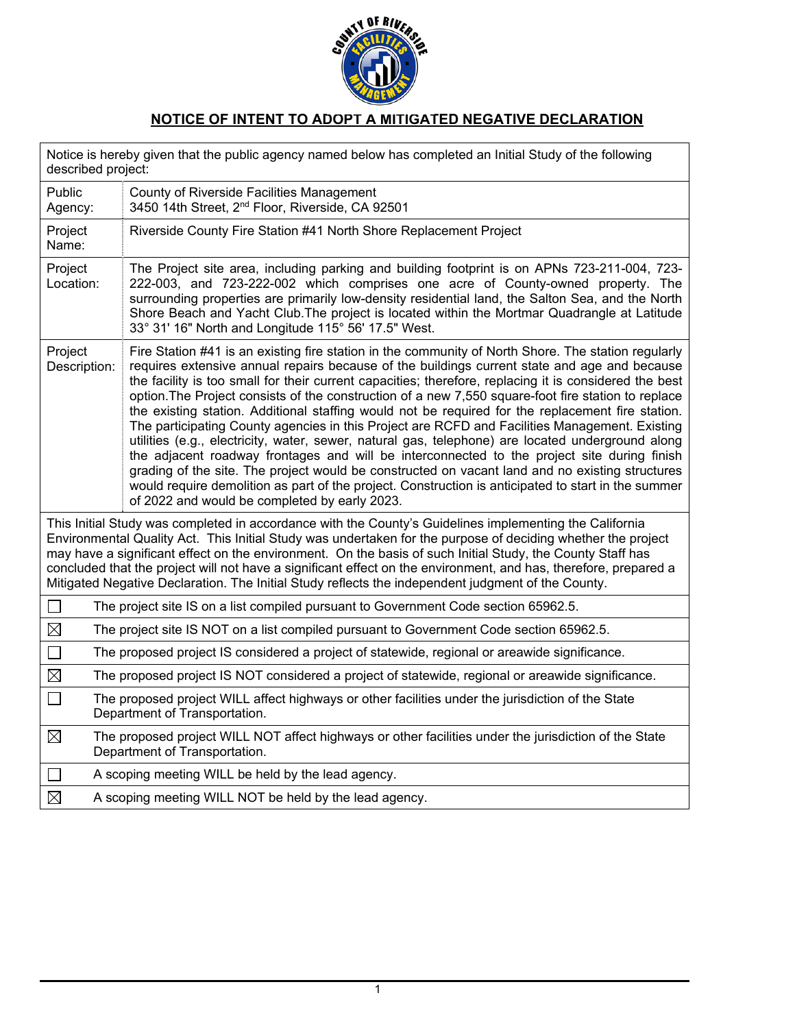## NOTICE OF INTENT TO ADOPT A MITIGATED NEGATIVE DECLARATION

Notice is hereby given that the public agency named below has completed an Initial Study of the following described project:

| | |
|---|---|
| Public Agency: | County of Riverside Facilities Management<br>3450 14th Street, 2nd Floor, Riverside, CA 92501 |
| Project Name: | Riverside County Fire Station #41 North Shore Replacement Project |
| Project Location: | The Project site area, including parking and building footprint is on APNs 723-211-004, 723-222-003, and 723-222-002 which comprises one acre of County-owned property. The surrounding properties are primarily low-density residential land, the Salton Sea, and the North Shore Beach and Yacht Club.The project is located within the Mortmar Quadrangle at Latitude 33° 31' 16" North and Longitude 115° 56' 17.5" West. |
| Project Description: | Fire Station #41 is an existing fire station in the community of North Shore. The station regularly requires extensive annual repairs because of the buildings current state and age and because the facility is too small for their current capacities; therefore, replacing it is considered the best option.The Project consists of the construction of a new 7,550 square-foot fire station to replace the existing station. Additional staffing would not be required for the replacement fire station. The participating County agencies in this Project are RCFD and Facilities Management. Existing utilities (e.g., electricity, water, sewer, natural gas, telephone) are located underground along the adjacent roadway frontages and will be interconnected to the project site during finish grading of the site. The project would be constructed on vacant land and no existing structures would require demolition as part of the project. Construction is anticipated to start in the summer of 2022 and would be completed by early 2023. |

This Initial Study was completed in accordance with the County's Guidelines implementing the California Environmental Quality Act. This Initial Study was undertaken for the purpose of deciding whether the project may have a significant effect on the environment. On the basis of such Initial Study, the County Staff has concluded that the project will not have a significant effect on the environment, and has, therefore, prepared a Mitigated Negative Declaration. The Initial Study reflects the independent judgment of the County.

| | |
|---|---|
| ☐ | The project site IS on a list compiled pursuant to Government Code section 65962.5. |
| ☒ | The project site IS NOT on a list compiled pursuant to Government Code section 65962.5. |
| ☐ | The proposed project IS considered a project of statewide, regional or areawide significance. |
| ☒ | The proposed project IS NOT considered a project of statewide, regional or areawide significance. |
| ☐ | The proposed project WILL affect highways or other facilities under the jurisdiction of the State Department of Transportation. |
| ☒ | The proposed project WILL NOT affect highways or other facilities under the jurisdiction of the State Department of Transportation. |
| ☐ | A scoping meeting WILL be held by the lead agency. |
| ☒ | A scoping meeting WILL NOT be held by the lead agency. |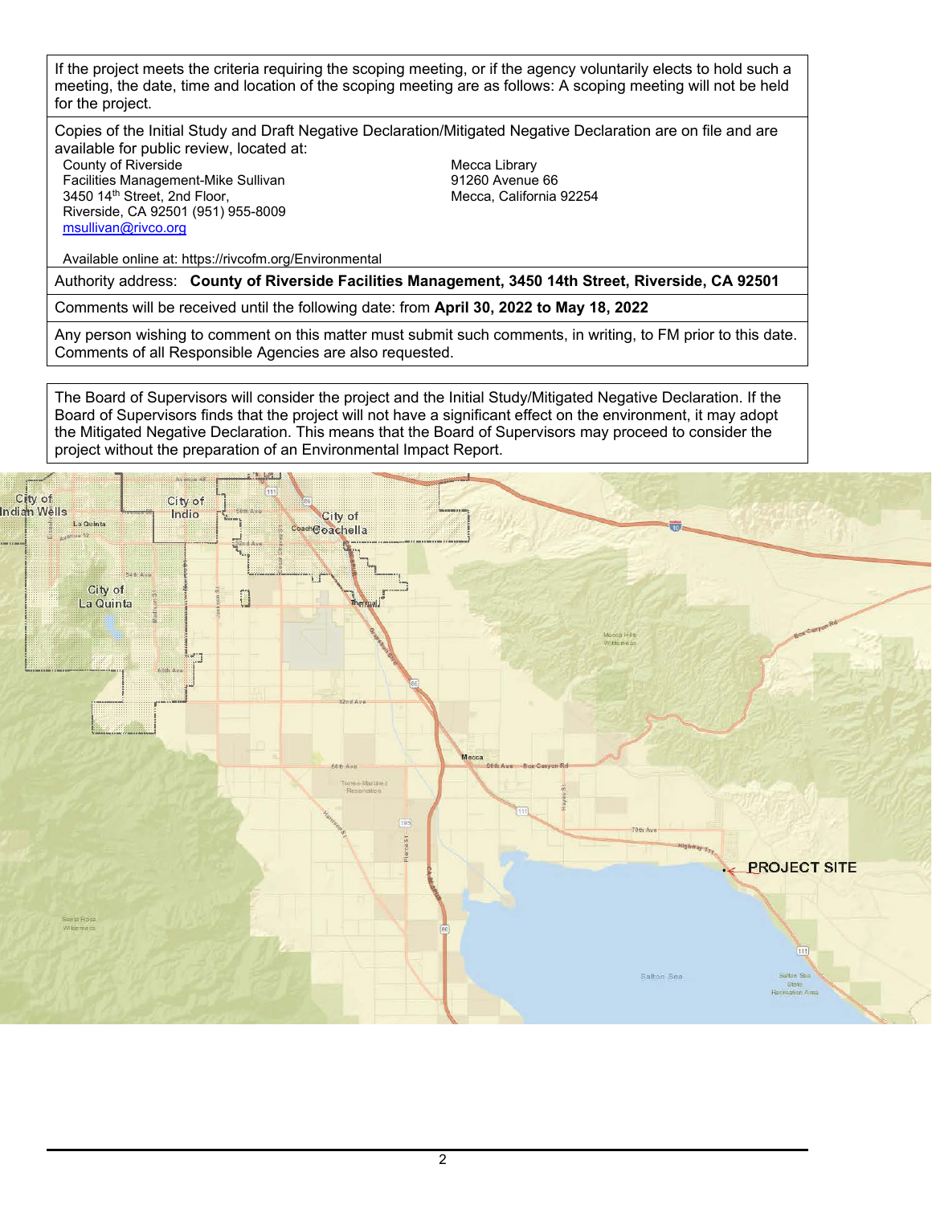If the project meets the criteria requiring the scoping meeting, or if the agency voluntarily elects to hold such a meeting, the date, time and location of the scoping meeting are as follows: A scoping meeting will not be held for the project.

Copies of the Initial Study and Draft Negative Declaration/Mitigated Negative Declaration are on file and are available for public review, located at:

County of Riverside
Facilities Management-Mike Sullivan
3450 14th Street, 2nd Floor,
Riverside, CA 92501 (951) 955-8009
msullivan@rivco.org

Mecca Library
91260 Avenue 66
Mecca, California 92254

Available online at: https://rivcofm.org/Environmental

Authority address: **County of Riverside Facilities Management, 3450 14th Street, Riverside, CA 92501**

Comments will be received until the following date: from **April 30, 2022 to May 18, 2022**

Any person wishing to comment on this matter must submit such comments, in writing, to FM prior to this date. Comments of all Responsible Agencies are also requested.

The Board of Supervisors will consider the project and the Initial Study/Mitigated Negative Declaration. If the Board of Supervisors finds that the project will not have a significant effect on the environment, it may adopt the Mitigated Negative Declaration. This means that the Board of Supervisors may proceed to consider the project without the preparation of an Environmental Impact Report.

City of Indian Wells
City of Indio
City of Coachella
City of La Quinta
Thermal
Mecca
Salton Sea
PROJECT SITE